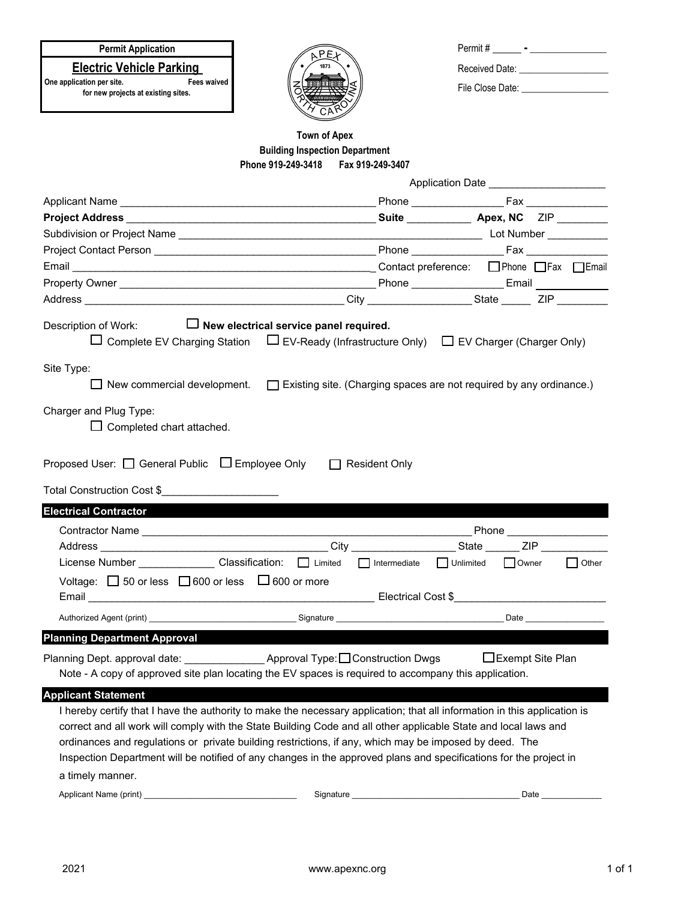**Permit Application**

## Electric Vehicle Parking

**One application per site. Fees waived for new projects at existing sites.**

Permit # ______ - ________________

Received Date: ___________________

File Close Date: ___________________

**Town of Apex**
**Building Inspection Department**
**Phone 919-249-3418 Fax 919-249-3407**

Application Date ____________________

Applicant Name ____________________________________________ Phone ________________ Fax ______________

**Project Address** ____________________________________________ **Suite** ___________ **Apex, NC** ZIP ________

Subdivision or Project Name ______________________________________________________ Lot Number __________

Project Contact Person ____________________________________________ Phone ________________ Fax ______________

Email ____________________________________________________ Contact preference: ☐ Phone ☐ Fax ☐ Email

Property Owner ____________________________________________ Phone ________________ Email ____________

Address ____________________________________________ City __________________ State _____ ZIP ________

Description of Work: ☐ **New electrical service panel required.**

☐ Complete EV Charging Station ☐ EV-Ready (Infrastructure Only) ☐ EV Charger (Charger Only)

Site Type:

☐ New commercial development. ☐ Existing site. (Charging spaces are not required by any ordinance.)

Charger and Plug Type:

☐ Completed chart attached.

Proposed User: ☐ General Public ☐ Employee Only ☐ Resident Only

Total Construction Cost $____________________

### Electrical Contractor

Contractor Name ____________________________________________________________ Phone _________________

Address ______________________________________ City _________________ State ______ ZIP ___________

License Number _____________ Classification: ☐ Limited ☐ Intermediate ☐ Unlimited ☐ Owner ☐ Other

Voltage: ☐ 50 or less ☐ 600 or less ☐ 600 or more

Email __________________________________________________ Electrical Cost $__________________________

Authorized Agent (print) _______________________________ Signature ___________________________________ Date ________________

### Planning Department Approval

Planning Dept. approval date: ______________ Approval Type: ☐ Construction Dwgs ☐ Exempt Site Plan

Note - A copy of approved site plan locating the EV spaces is required to accompany this application.

### Applicant Statement

I hereby certify that I have the authority to make the necessary application; that all information in this application is correct and all work will comply with the State Building Code and all other applicable State and local laws and ordinances and regulations or private building restrictions, if any, which may be imposed by deed. The Inspection Department will be notified of any changes in the approved plans and specifications for the project in a timely manner.

Applicant Name (print) _______________________________ Signature ___________________________________ Date _____________

2021 www.apexnc.org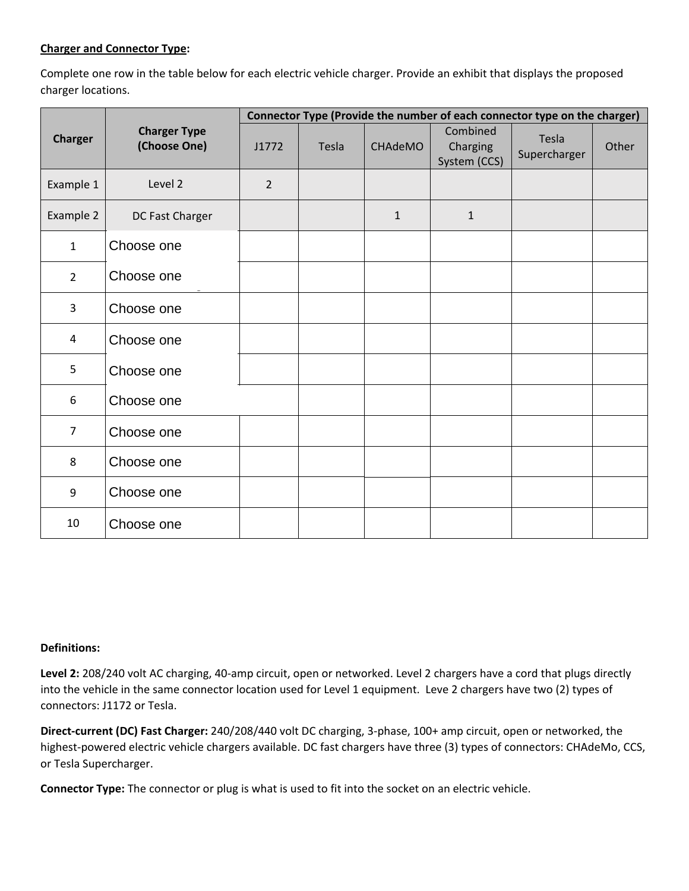**Charger and Connector Type:**

Complete one row in the table below for each electric vehicle charger. Provide an exhibit that displays the proposed charger locations.

| Charger | Charger Type (Choose One) | Connector Type (Provide the number of each connector type on the charger) | | | | | |
|---|---|---|---|---|---|---|---|
| | | J1772 | Tesla | CHAdeMO | Combined Charging System (CCS) | Tesla Supercharger | Other |
| Example 1 | Level 2 | 2 | | | | | |
| Example 2 | DC Fast Charger | | | 1 | 1 | | |
| 1 | Choose one | | | | | | |
| 2 | Choose one | | | | | | |
| 3 | Choose one | | | | | | |
| 4 | Choose one | | | | | | |
| 5 | Choose one | | | | | | |
| 6 | Choose one | | | | | | |
| 7 | Choose one | | | | | | |
| 8 | Choose one | | | | | | |
| 9 | Choose one | | | | | | |
| 10 | Choose one | | | | | | |

**Definitions:**

**Level 2:** 208/240 volt AC charging, 40-amp circuit, open or networked. Level 2 chargers have a cord that plugs directly into the vehicle in the same connector location used for Level 1 equipment. Leve 2 chargers have two (2) types of connectors: J1172 or Tesla.

**Direct-current (DC) Fast Charger:** 240/208/440 volt DC charging, 3-phase, 100+ amp circuit, open or networked, the highest-powered electric vehicle chargers available. DC fast chargers have three (3) types of connectors: CHAdeMo, CCS, or Tesla Supercharger.

**Connector Type:** The connector or plug is what is used to fit into the socket on an electric vehicle.